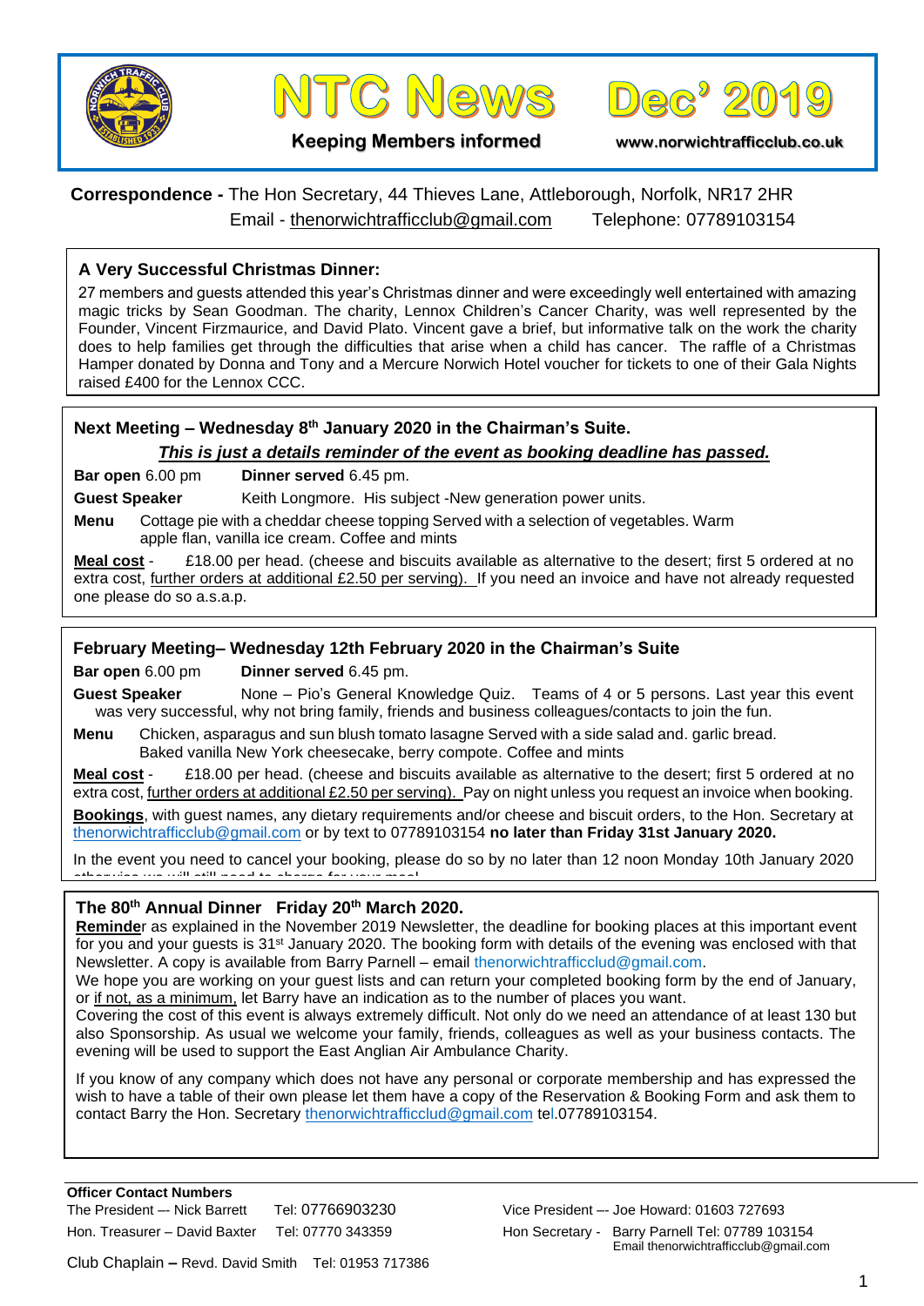# NTC News Dec' 2019

**Keeping Members informed**

www.norwichtrafficclub.co.uk

**Correspondence -** The Hon Secretary, 44 Thieves Lane, Attleborough, Norfolk, NR17 2HR
Email - thenorwichtrafficclub@gmail.com Telephone: 07789103154

## A Very Successful Christmas Dinner:

27 members and guests attended this year's Christmas dinner and were exceedingly well entertained with amazing magic tricks by Sean Goodman. The charity, Lennox Children's Cancer Charity, was well represented by the Founder, Vincent Firzmaurice, and David Plato. Vincent gave a brief, but informative talk on the work the charity does to help families get through the difficulties that arise when a child has cancer. The raffle of a Christmas Hamper donated by Donna and Tony and a Mercure Norwich Hotel voucher for tickets to one of their Gala Nights raised £400 for the Lennox CCC.

## Next Meeting – Wednesday 8th January 2020 in the Chairman's Suite.

***This is just a details reminder of the event as booking deadline has passed.***

**Bar open** 6.00 pm **Dinner served** 6.45 pm.

**Guest Speaker** Keith Longmore. His subject -New generation power units.

**Menu** Cottage pie with a cheddar cheese topping Served with a selection of vegetables. Warm apple flan, vanilla ice cream. Coffee and mints

**Meal cost** - £18.00 per head. (cheese and biscuits available as alternative to the desert; first 5 ordered at no extra cost, further orders at additional £2.50 per serving). If you need an invoice and have not already requested one please do so a.s.a.p.

## February Meeting– Wednesday 12th February 2020 in the Chairman's Suite

**Bar open** 6.00 pm **Dinner served** 6.45 pm.

**Guest Speaker** None – Pio's General Knowledge Quiz. Teams of 4 or 5 persons. Last year this event was very successful, why not bring family, friends and business colleagues/contacts to join the fun.

**Menu** Chicken, asparagus and sun blush tomato lasagne Served with a side salad and. garlic bread. Baked vanilla New York cheesecake, berry compote. Coffee and mints

**Meal cost** - £18.00 per head. (cheese and biscuits available as alternative to the desert; first 5 ordered at no extra cost, further orders at additional £2.50 per serving). Pay on night unless you request an invoice when booking.

**Bookings**, with guest names, any dietary requirements and/or cheese and biscuit orders, to the Hon. Secretary at thenorwichtrafficclub@gmail.com or by text to 07789103154 **no later than Friday 31st January 2020.**

In the event you need to cancel your booking, please do so by no later than 12 noon Monday 10th January 2020 otherwise we will still need to charge for your meal

## The 80th Annual Dinner Friday 20th March 2020.

**Reminder** as explained in the November 2019 Newsletter, the deadline for booking places at this important event for you and your guests is 31st January 2020. The booking form with details of the evening was enclosed with that Newsletter. A copy is available from Barry Parnell – email thenorwichtrafficclud@gmail.com.

We hope you are working on your guest lists and can return your completed booking form by the end of January, or if not, as a minimum, let Barry have an indication as to the number of places you want.

Covering the cost of this event is always extremely difficult. Not only do we need an attendance of at least 130 but also Sponsorship. As usual we welcome your family, friends, colleagues as well as your business contacts. The evening will be used to support the East Anglian Air Ambulance Charity.

If you know of any company which does not have any personal or corporate membership and has expressed the wish to have a table of their own please let them have a copy of the Reservation & Booking Form and ask them to contact Barry the Hon. Secretary thenorwichtrafficclud@gmail.com tel.07789103154.

**Officer Contact Numbers**

The President –- Nick Barrett Tel: 07766903230

Vice President –- Joe Howard: 01603 727693

Hon. Treasurer – David Baxter Tel: 07770 343359

Hon Secretary - Barry Parnell Tel: 07789 103154
Email thenorwichtrafficclub@gmail.com

Club Chaplain – Revd. David Smith Tel: 01953 717386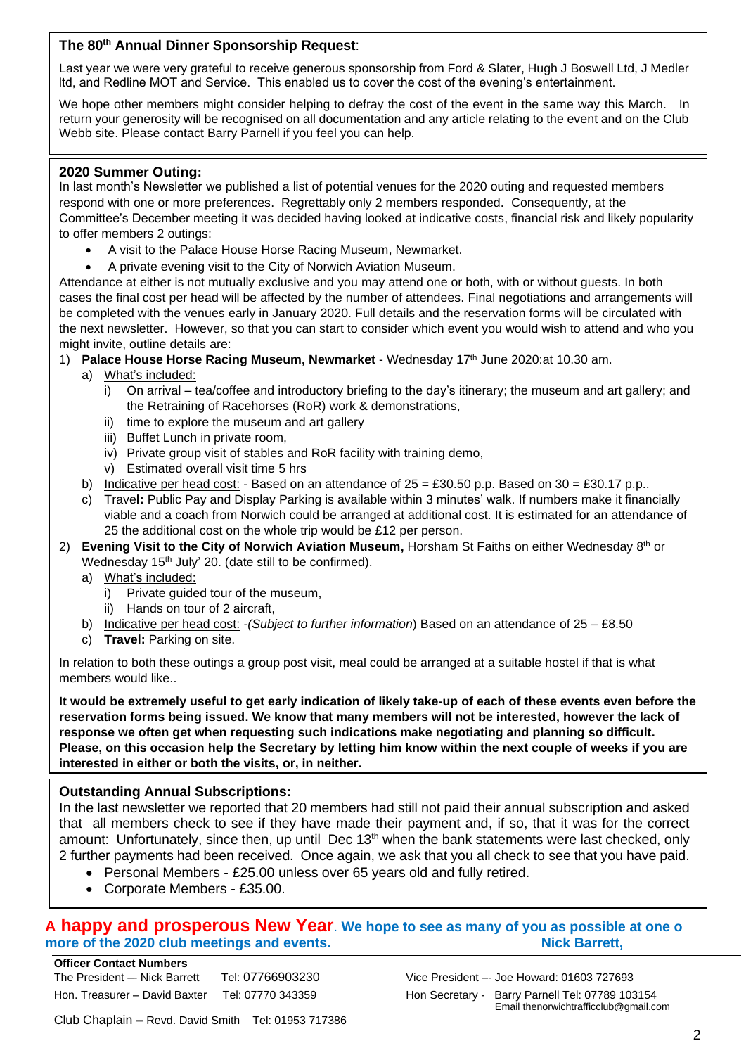### The 80th Annual Dinner Sponsorship Request:

Last year we were very grateful to receive generous sponsorship from Ford & Slater, Hugh J Boswell Ltd, J Medler ltd, and Redline MOT and Service. This enabled us to cover the cost of the evening's entertainment.

We hope other members might consider helping to defray the cost of the event in the same way this March. In return your generosity will be recognised on all documentation and any article relating to the event and on the Club Webb site. Please contact Barry Parnell if you feel you can help.

### 2020 Summer Outing:

In last month's Newsletter we published a list of potential venues for the 2020 outing and requested members respond with one or more preferences. Regrettably only 2 members responded. Consequently, at the Committee's December meeting it was decided having looked at indicative costs, financial risk and likely popularity to offer members 2 outings:

- A visit to the Palace House Horse Racing Museum, Newmarket.
- A private evening visit to the City of Norwich Aviation Museum.

Attendance at either is not mutually exclusive and you may attend one or both, with or without guests. In both cases the final cost per head will be affected by the number of attendees. Final negotiations and arrangements will be completed with the venues early in January 2020. Full details and the reservation forms will be circulated with the next newsletter. However, so that you can start to consider which event you would wish to attend and who you might invite, outline details are:

1) **Palace House Horse Racing Museum, Newmarket** - Wednesday 17th June 2020:at 10.30 am.
   a) What's included:
      i) On arrival – tea/coffee and introductory briefing to the day's itinerary; the museum and art gallery; and the Retraining of Racehorses (RoR) work & demonstrations,
      ii) time to explore the museum and art gallery
      iii) Buffet Lunch in private room,
      iv) Private group visit of stables and RoR facility with training demo,
      v) Estimated overall visit time 5 hrs
   b) Indicative per head cost: - Based on an attendance of 25 = £30.50 p.p. Based on 30 = £30.17 p.p..
   c) **Travel:** Public Pay and Display Parking is available within 3 minutes' walk. If numbers make it financially viable and a coach from Norwich could be arranged at additional cost. It is estimated for an attendance of 25 the additional cost on the whole trip would be £12 per person.
2) **Evening Visit to the City of Norwich Aviation Museum,** Horsham St Faiths on either Wednesday 8th or Wednesday 15th July' 20. (date still to be confirmed).
   a) What's included:
      i) Private guided tour of the museum,
      ii) Hands on tour of 2 aircraft,
   b) Indicative per head cost: -*(Subject to further information*) Based on an attendance of 25 – £8.50
   c) **Travel:** Parking on site.

In relation to both these outings a group post visit, meal could be arranged at a suitable hostel if that is what members would like..

**It would be extremely useful to get early indication of likely take-up of each of these events even before the reservation forms being issued. We know that many members will not be interested, however the lack of response we often get when requesting such indications make negotiating and planning so difficult. Please, on this occasion help the Secretary by letting him know within the next couple of weeks if you are interested in either or both the visits, or, in neither.**

### Outstanding Annual Subscriptions:

In the last newsletter we reported that 20 members had still not paid their annual subscription and asked that all members check to see if they have made their payment and, if so, that it was for the correct amount: Unfortunately, since then, up until Dec 13th when the bank statements were last checked, only 2 further payments had been received. Once again, we ask that you all check to see that you have paid.

- Personal Members - £25.00 unless over 65 years old and fully retired.
- Corporate Members - £35.00.

**A happy and prosperous New Year. We hope to see as many of you as possible at one o more of the 2020 club meetings and events.** **Nick Barrett,**

**Officer Contact Numbers**

The President –- Nick Barrett Tel: 07766903230

Vice President –- Joe Howard: 01603 727693

Hon. Treasurer – David Baxter Tel: 07770 343359

Hon Secretary - Barry Parnell Tel: 07789 103154 Email thenorwichtrafficclub@gmail.com

Club Chaplain – Revd. David Smith Tel: 01953 717386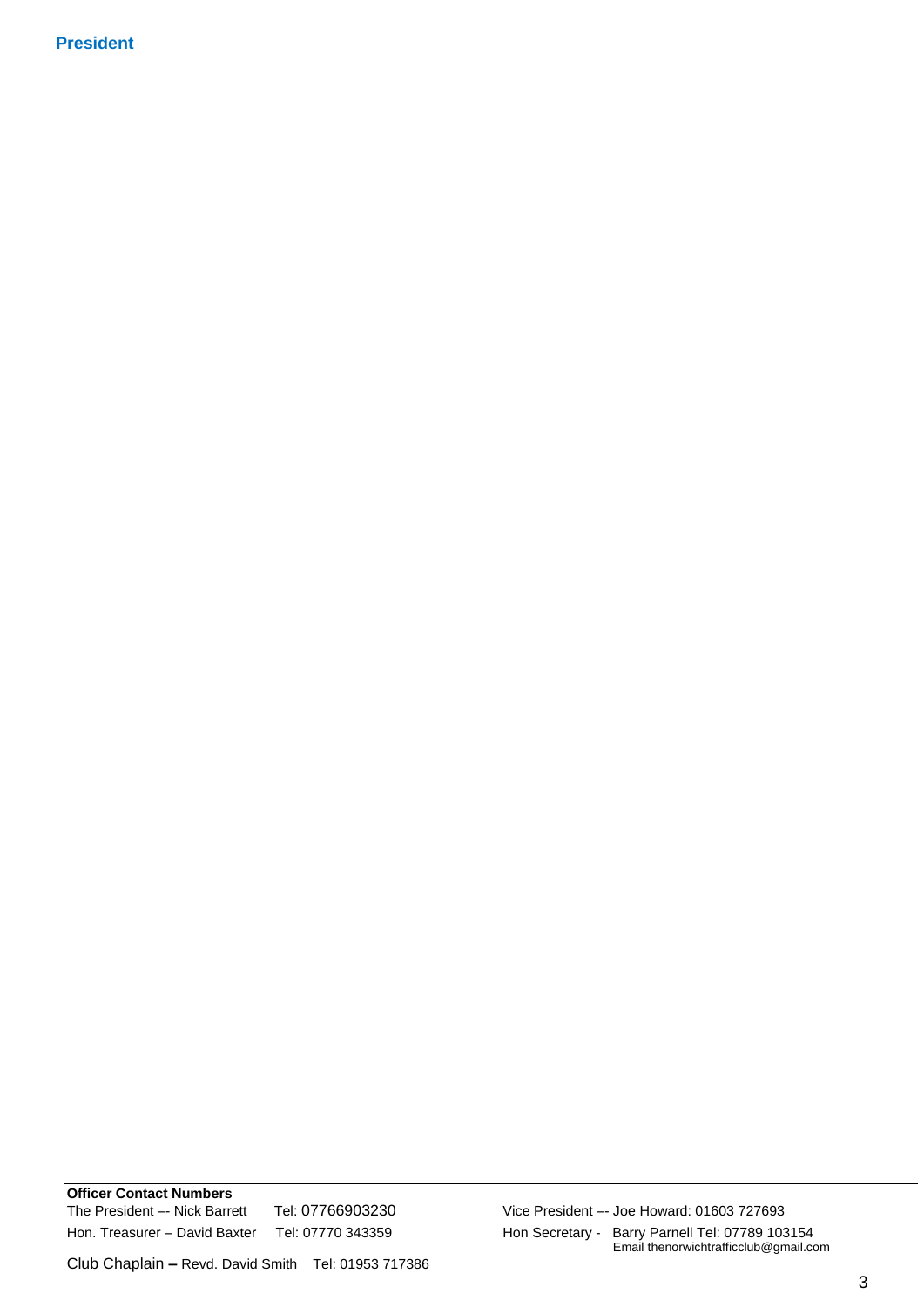## President

**Officer Contact Numbers**

The President –- Nick Barrett Tel: 07766903230

Vice President –- Joe Howard: 01603 727693

Hon. Treasurer – David Baxter Tel: 07770 343359

Hon Secretary - Barry Parnell Tel: 07789 103154
Email thenorwichtrafficclub@gmail.com

Club Chaplain **–** Revd. David Smith Tel: 01953 717386